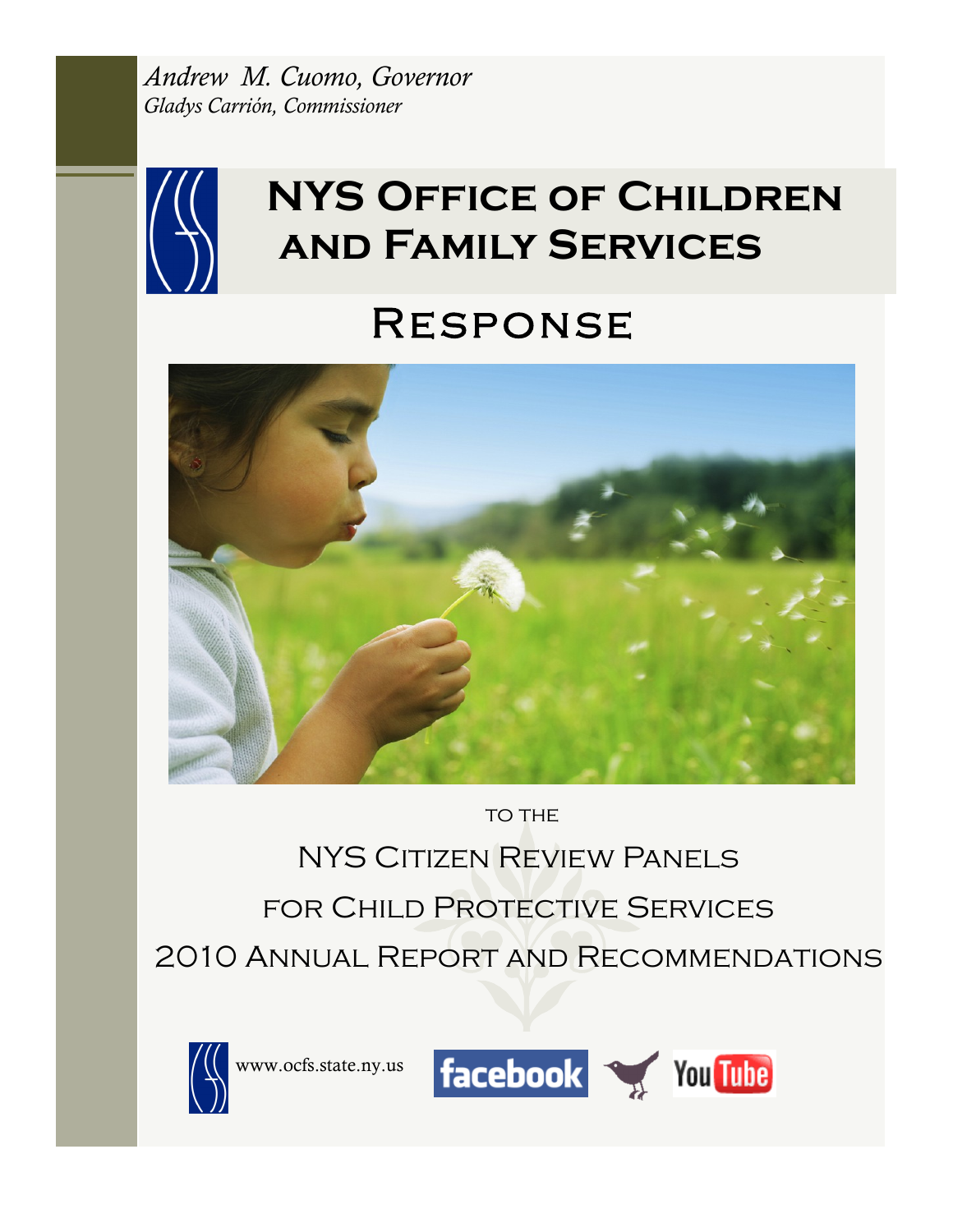*Andrew M. Cuomo, Governor*

*Gladys Carrión, Commissioner*

# NYS Office of Children and Family Services

# Response

to the

## NYS Citizen Review Panels for Child Protective Services 2010 Annual Report and Recommendations

www.ocfs.state.ny.us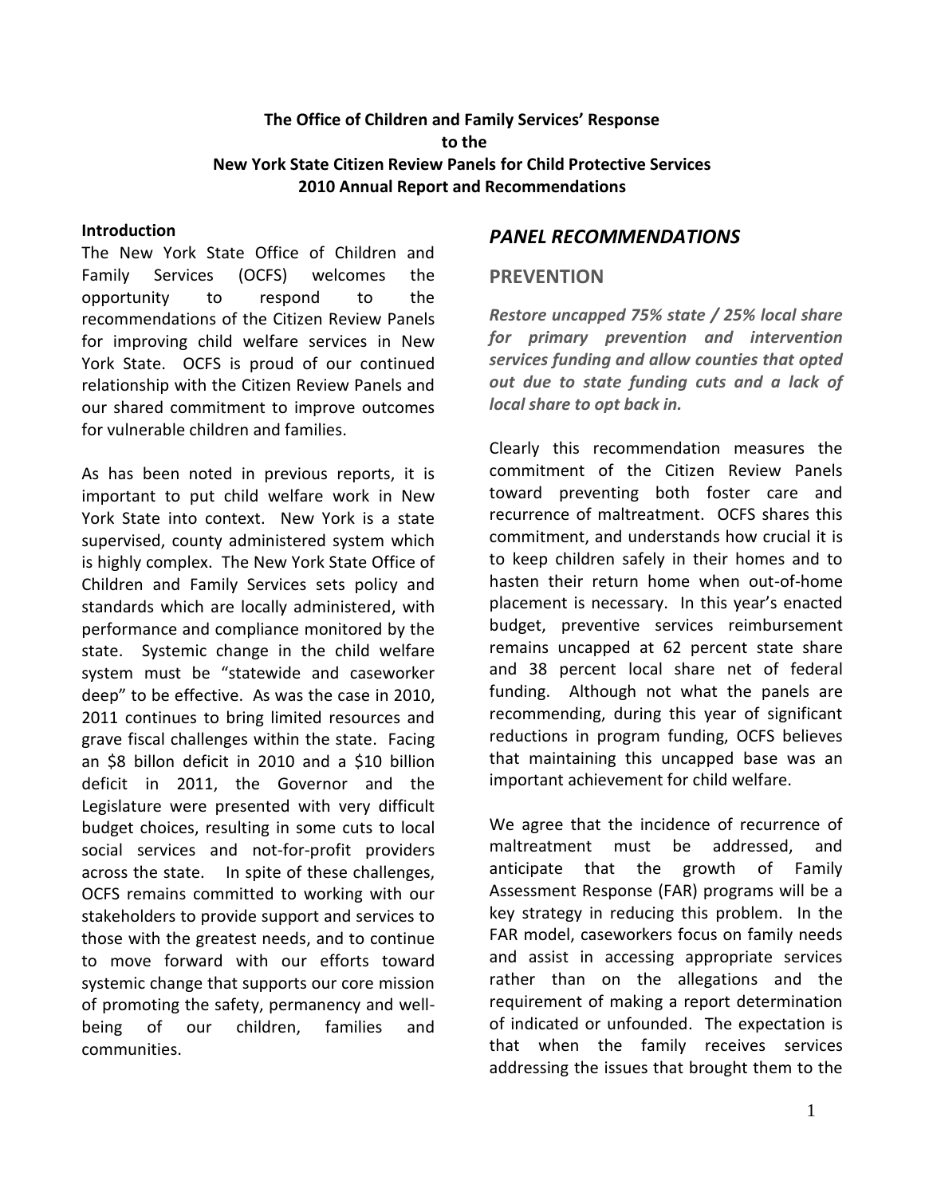**The Office of Children and Family Services' Response to the New York State Citizen Review Panels for Child Protective Services 2010 Annual Report and Recommendations**

**Introduction**

The New York State Office of Children and Family Services (OCFS) welcomes the opportunity to respond to the recommendations of the Citizen Review Panels for improving child welfare services in New York State. OCFS is proud of our continued relationship with the Citizen Review Panels and our shared commitment to improve outcomes for vulnerable children and families.

As has been noted in previous reports, it is important to put child welfare work in New York State into context. New York is a state supervised, county administered system which is highly complex. The New York State Office of Children and Family Services sets policy and standards which are locally administered, with performance and compliance monitored by the state. Systemic change in the child welfare system must be "statewide and caseworker deep" to be effective. As was the case in 2010, 2011 continues to bring limited resources and grave fiscal challenges within the state. Facing an $8 billon deficit in 2010 and a $10 billion deficit in 2011, the Governor and the Legislature were presented with very difficult budget choices, resulting in some cuts to local social services and not-for-profit providers across the state. In spite of these challenges, OCFS remains committed to working with our stakeholders to provide support and services to those with the greatest needs, and to continue to move forward with our efforts toward systemic change that supports our core mission of promoting the safety, permanency and well-being of our children, families and communities.

## *PANEL RECOMMENDATIONS*

### PREVENTION

***Restore uncapped 75% state / 25% local share for primary prevention and intervention services funding and allow counties that opted out due to state funding cuts and a lack of local share to opt back in.***

Clearly this recommendation measures the commitment of the Citizen Review Panels toward preventing both foster care and recurrence of maltreatment. OCFS shares this commitment, and understands how crucial it is to keep children safely in their homes and to hasten their return home when out-of-home placement is necessary. In this year's enacted budget, preventive services reimbursement remains uncapped at 62 percent state share and 38 percent local share net of federal funding. Although not what the panels are recommending, during this year of significant reductions in program funding, OCFS believes that maintaining this uncapped base was an important achievement for child welfare.

We agree that the incidence of recurrence of maltreatment must be addressed, and anticipate that the growth of Family Assessment Response (FAR) programs will be a key strategy in reducing this problem. In the FAR model, caseworkers focus on family needs and assist in accessing appropriate services rather than on the allegations and the requirement of making a report determination of indicated or unfounded. The expectation is that when the family receives services addressing the issues that brought them to the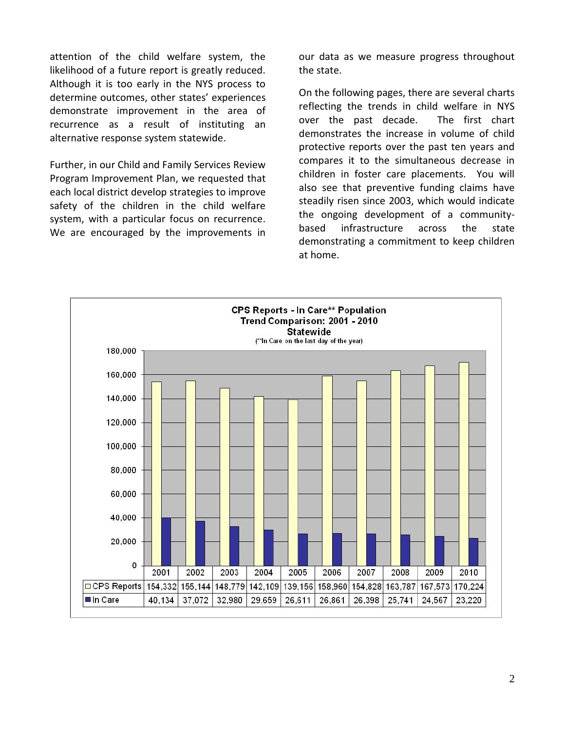attention of the child welfare system, the likelihood of a future report is greatly reduced. Although it is too early in the NYS process to determine outcomes, other states' experiences demonstrate improvement in the area of recurrence as a result of instituting an alternative response system statewide.

Further, in our Child and Family Services Review Program Improvement Plan, we requested that each local district develop strategies to improve safety of the children in the child welfare system, with a particular focus on recurrence. We are encouraged by the improvements in our data as we measure progress throughout the state.

On the following pages, there are several charts reflecting the trends in child welfare in NYS over the past decade. The first chart demonstrates the increase in volume of child protective reports over the past ten years and compares it to the simultaneous decrease in children in foster care placements. You will also see that preventive funding claims have steadily risen since 2003, which would indicate the ongoing development of a community-based infrastructure across the state demonstrating a commitment to keep children at home.

**CPS Reports - In Care** Population**
**Trend Comparison: 2001 - 2010**
**Statewide**
(**In Care on the last day of the year)

| | 2001 | 2002 | 2003 | 2004 | 2005 | 2006 | 2007 | 2008 | 2009 | 2010 |
|---|---|---|---|---|---|---|---|---|---|---|
| CPS Reports | 154,332 | 155,144 | 148,779 | 142,109 | 139,156 | 158,960 | 154,828 | 163,787 | 167,573 | 170,224 |
| In Care | 40,134 | 37,072 | 32,980 | 29,659 | 26,611 | 26,861 | 26,398 | 25,741 | 24,567 | 23,220 |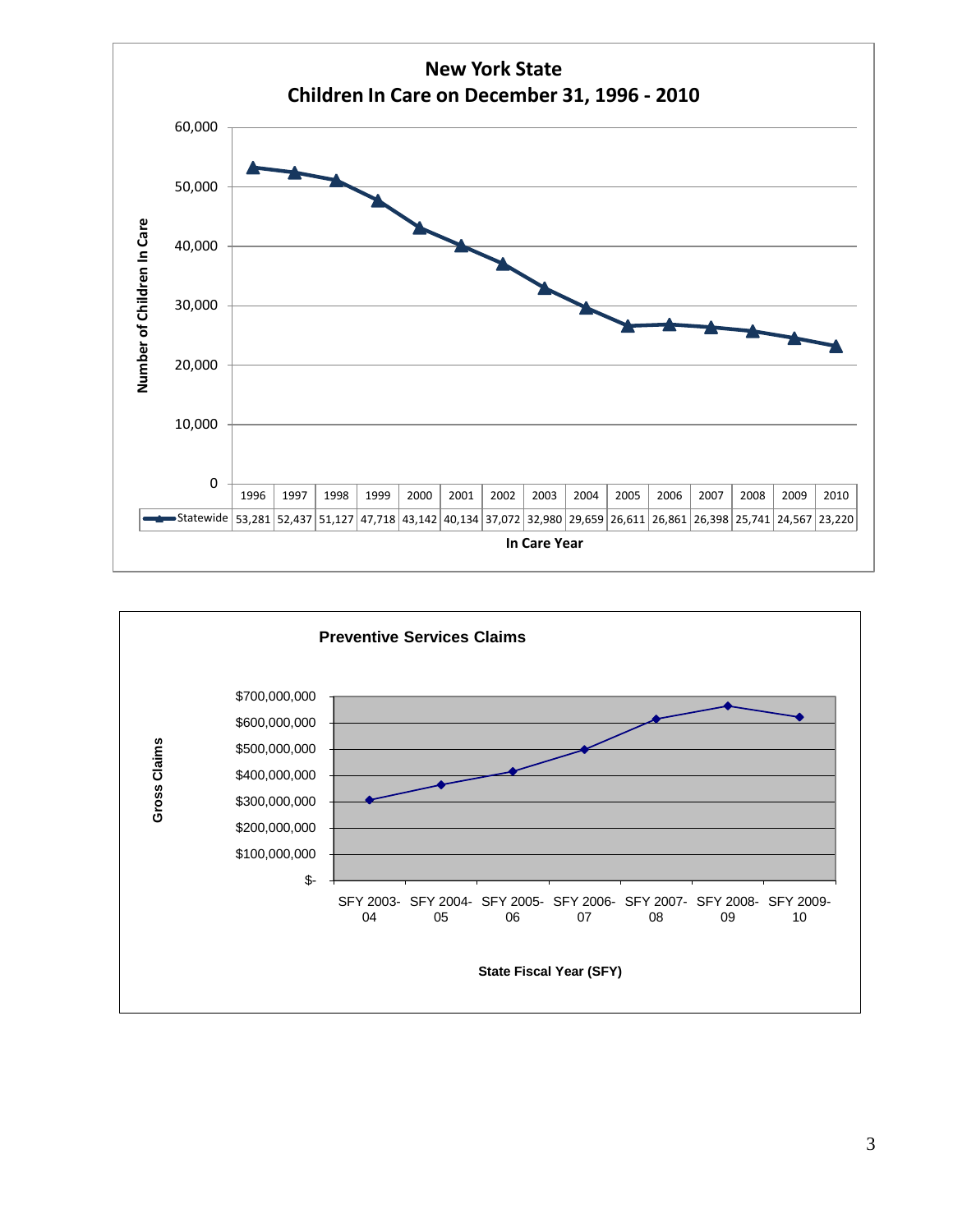**New York State**
**Children In Care on December 31, 1996 - 2010**

| In Care Year | 1996 | 1997 | 1998 | 1999 | 2000 | 2001 | 2002 | 2003 | 2004 | 2005 | 2006 | 2007 | 2008 | 2009 | 2010 |
|---|---|---|---|---|---|---|---|---|---|---|---|---|---|---|---|
| Statewide | 53,281 | 52,437 | 51,127 | 47,718 | 43,142 | 40,134 | 37,072 | 32,980 | 29,659 | 26,611 | 26,861 | 26,398 | 25,741 | 24,567 | 23,220 |

**Preventive Services Claims**

Gross Claims by State Fiscal Year (SFY): SFY 2003-04, SFY 2004-05, SFY 2005-06, SFY 2006-07, SFY 2007-08, SFY 2008-09, SFY 2009-10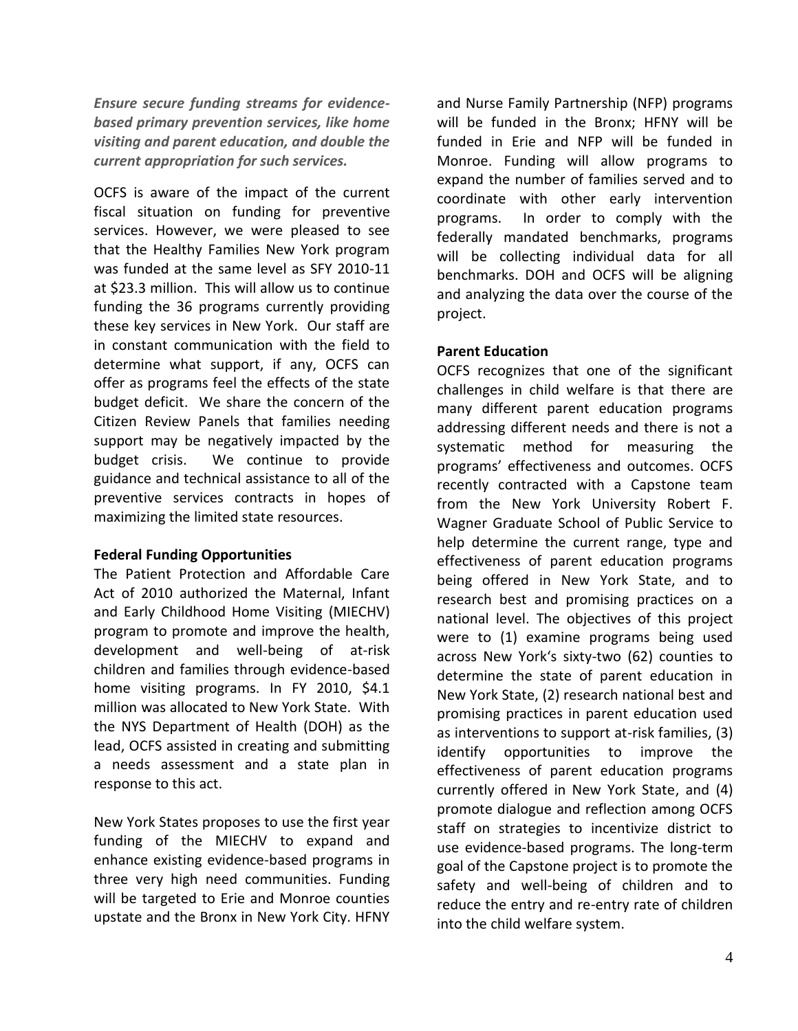***Ensure secure funding streams for evidence-based primary prevention services, like home visiting and parent education, and double the current appropriation for such services.***

OCFS is aware of the impact of the current fiscal situation on funding for preventive services. However, we were pleased to see that the Healthy Families New York program was funded at the same level as SFY 2010-11 at $23.3 million. This will allow us to continue funding the 36 programs currently providing these key services in New York. Our staff are in constant communication with the field to determine what support, if any, OCFS can offer as programs feel the effects of the state budget deficit. We share the concern of the Citizen Review Panels that families needing support may be negatively impacted by the budget crisis. We continue to provide guidance and technical assistance to all of the preventive services contracts in hopes of maximizing the limited state resources.

**Federal Funding Opportunities**

The Patient Protection and Affordable Care Act of 2010 authorized the Maternal, Infant and Early Childhood Home Visiting (MIECHV) program to promote and improve the health, development and well-being of at-risk children and families through evidence-based home visiting programs. In FY 2010, $4.1 million was allocated to New York State. With the NYS Department of Health (DOH) as the lead, OCFS assisted in creating and submitting a needs assessment and a state plan in response to this act.

New York States proposes to use the first year funding of the MIECHV to expand and enhance existing evidence-based programs in three very high need communities. Funding will be targeted to Erie and Monroe counties upstate and the Bronx in New York City. HFNY and Nurse Family Partnership (NFP) programs will be funded in the Bronx; HFNY will be funded in Erie and NFP will be funded in Monroe. Funding will allow programs to expand the number of families served and to coordinate with other early intervention programs. In order to comply with the federally mandated benchmarks, programs will be collecting individual data for all benchmarks. DOH and OCFS will be aligning and analyzing the data over the course of the project.

**Parent Education**

OCFS recognizes that one of the significant challenges in child welfare is that there are many different parent education programs addressing different needs and there is not a systematic method for measuring the programs' effectiveness and outcomes. OCFS recently contracted with a Capstone team from the New York University Robert F. Wagner Graduate School of Public Service to help determine the current range, type and effectiveness of parent education programs being offered in New York State, and to research best and promising practices on a national level. The objectives of this project were to (1) examine programs being used across New York's sixty-two (62) counties to determine the state of parent education in New York State, (2) research national best and promising practices in parent education used as interventions to support at-risk families, (3) identify opportunities to improve the effectiveness of parent education programs currently offered in New York State, and (4) promote dialogue and reflection among OCFS staff on strategies to incentivize district to use evidence-based programs. The long-term goal of the Capstone project is to promote the safety and well-being of children and to reduce the entry and re-entry rate of children into the child welfare system.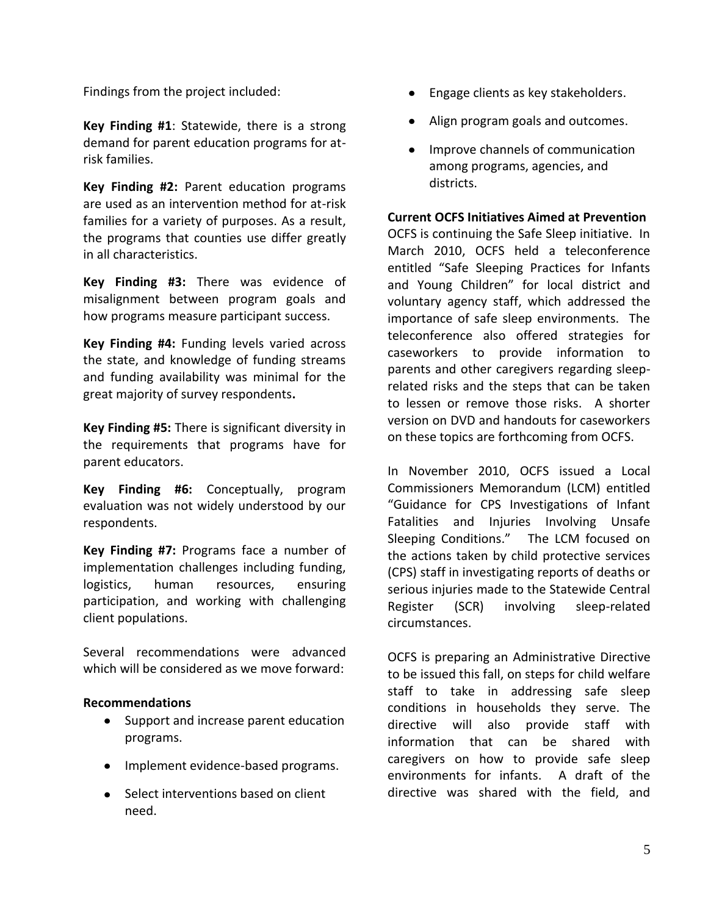Findings from the project included:

**Key Finding #1**: Statewide, there is a strong demand for parent education programs for at-risk families.

**Key Finding #2:** Parent education programs are used as an intervention method for at-risk families for a variety of purposes. As a result, the programs that counties use differ greatly in all characteristics.

**Key Finding #3:** There was evidence of misalignment between program goals and how programs measure participant success.

**Key Finding #4:** Funding levels varied across the state, and knowledge of funding streams and funding availability was minimal for the great majority of survey respondents**.**

**Key Finding #5:** There is significant diversity in the requirements that programs have for parent educators.

**Key Finding #6:** Conceptually, program evaluation was not widely understood by our respondents.

**Key Finding #7:** Programs face a number of implementation challenges including funding, logistics, human resources, ensuring participation, and working with challenging client populations.

Several recommendations were advanced which will be considered as we move forward:

**Recommendations**

- Support and increase parent education programs.
- Implement evidence-based programs.
- Select interventions based on client need.
- Engage clients as key stakeholders.
- Align program goals and outcomes.
- Improve channels of communication among programs, agencies, and districts.

**Current OCFS Initiatives Aimed at Prevention**

OCFS is continuing the Safe Sleep initiative. In March 2010, OCFS held a teleconference entitled "Safe Sleeping Practices for Infants and Young Children" for local district and voluntary agency staff, which addressed the importance of safe sleep environments. The teleconference also offered strategies for caseworkers to provide information to parents and other caregivers regarding sleep-related risks and the steps that can be taken to lessen or remove those risks. A shorter version on DVD and handouts for caseworkers on these topics are forthcoming from OCFS.

In November 2010, OCFS issued a Local Commissioners Memorandum (LCM) entitled "Guidance for CPS Investigations of Infant Fatalities and Injuries Involving Unsafe Sleeping Conditions." The LCM focused on the actions taken by child protective services (CPS) staff in investigating reports of deaths or serious injuries made to the Statewide Central Register (SCR) involving sleep-related circumstances.

OCFS is preparing an Administrative Directive to be issued this fall, on steps for child welfare staff to take in addressing safe sleep conditions in households they serve. The directive will also provide staff with information that can be shared with caregivers on how to provide safe sleep environments for infants. A draft of the directive was shared with the field, and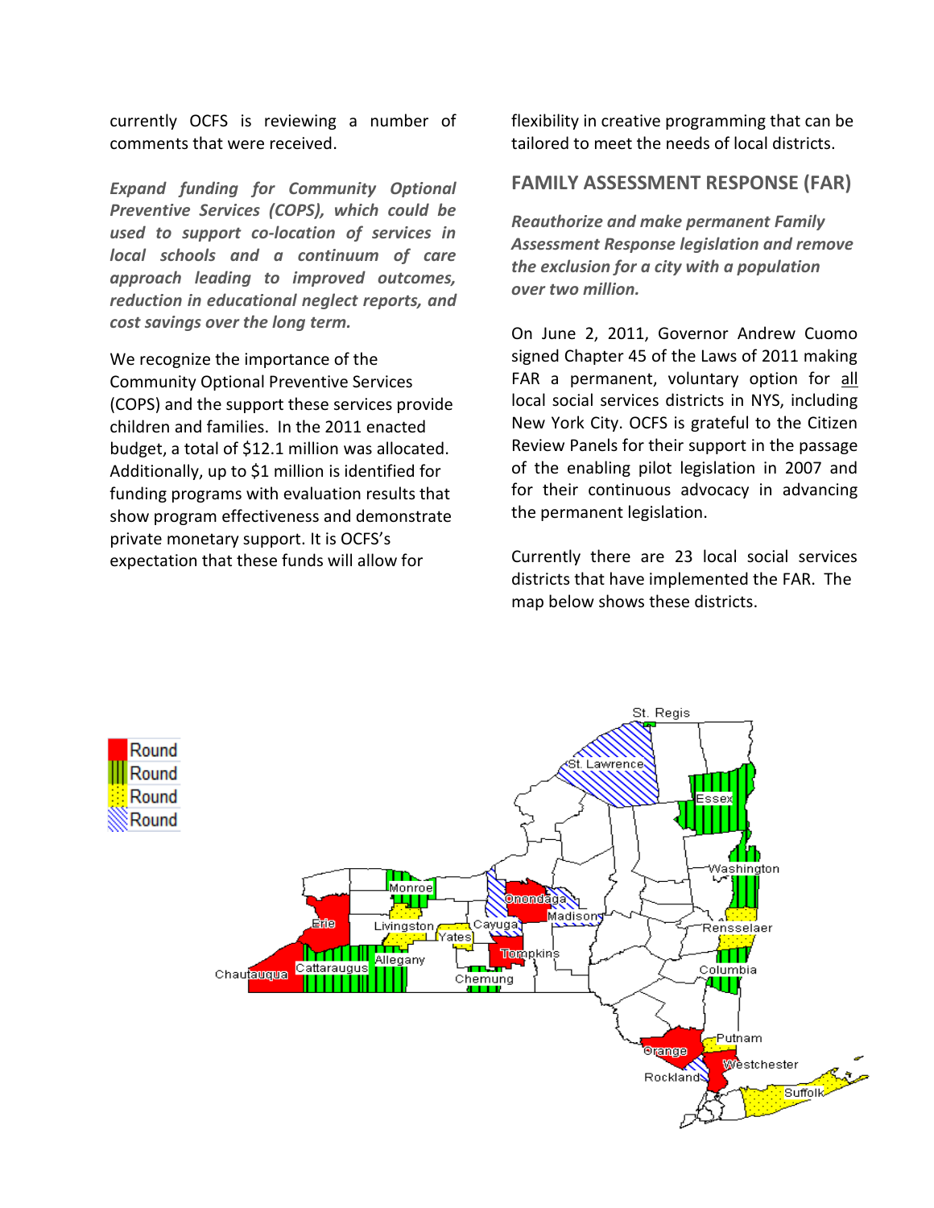currently OCFS is reviewing a number of comments that were received.

***Expand funding for Community Optional Preventive Services (COPS), which could be used to support co-location of services in local schools and a continuum of care approach leading to improved outcomes, reduction in educational neglect reports, and cost savings over the long term.***

We recognize the importance of the Community Optional Preventive Services (COPS) and the support these services provide children and families. In the 2011 enacted budget, a total of $12.1 million was allocated. Additionally, up to $1 million is identified for funding programs with evaluation results that show program effectiveness and demonstrate private monetary support. It is OCFS's expectation that these funds will allow for flexibility in creative programming that can be tailored to meet the needs of local districts.

## FAMILY ASSESSMENT RESPONSE (FAR)

***Reauthorize and make permanent Family Assessment Response legislation and remove the exclusion for a city with a population over two million.***

On June 2, 2011, Governor Andrew Cuomo signed Chapter 45 of the Laws of 2011 making FAR a permanent, voluntary option for all local social services districts in NYS, including New York City. OCFS is grateful to the Citizen Review Panels for their support in the passage of the enabling pilot legislation in 2007 and for their continuous advocacy in advancing the permanent legislation.

Currently there are 23 local social services districts that have implemented the FAR. The map below shows these districts.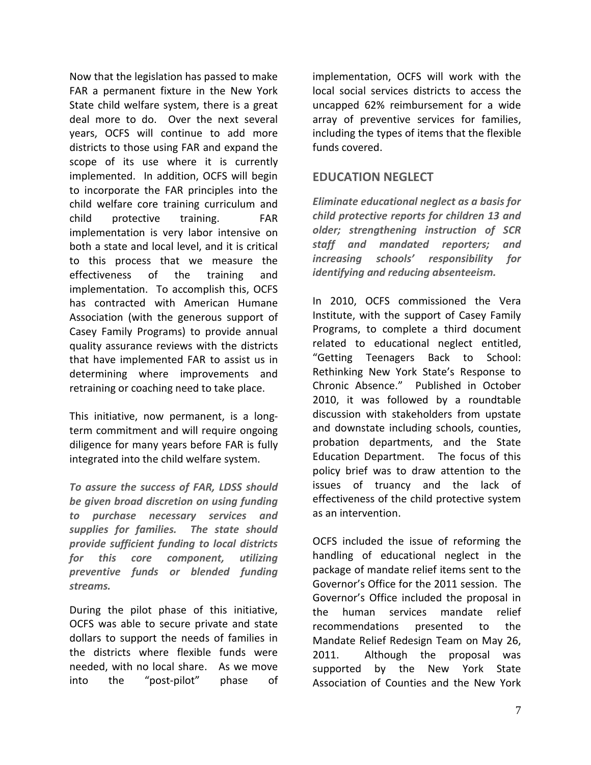Now that the legislation has passed to make FAR a permanent fixture in the New York State child welfare system, there is a great deal more to do. Over the next several years, OCFS will continue to add more districts to those using FAR and expand the scope of its use where it is currently implemented. In addition, OCFS will begin to incorporate the FAR principles into the child welfare core training curriculum and child protective training. FAR implementation is very labor intensive on both a state and local level, and it is critical to this process that we measure the effectiveness of the training and implementation. To accomplish this, OCFS has contracted with American Humane Association (with the generous support of Casey Family Programs) to provide annual quality assurance reviews with the districts that have implemented FAR to assist us in determining where improvements and retraining or coaching need to take place.

This initiative, now permanent, is a long-term commitment and will require ongoing diligence for many years before FAR is fully integrated into the child welfare system.

***To assure the success of FAR, LDSS should be given broad discretion on using funding to purchase necessary services and supplies for families. The state should provide sufficient funding to local districts for this core component, utilizing preventive funds or blended funding streams.***

During the pilot phase of this initiative, OCFS was able to secure private and state dollars to support the needs of families in the districts where flexible funds were needed, with no local share. As we move into the "post-pilot" phase of implementation, OCFS will work with the local social services districts to access the uncapped 62% reimbursement for a wide array of preventive services for families, including the types of items that the flexible funds covered.

## EDUCATION NEGLECT

***Eliminate educational neglect as a basis for child protective reports for children 13 and older; strengthening instruction of SCR staff and mandated reporters; and increasing schools' responsibility for identifying and reducing absenteeism.***

In 2010, OCFS commissioned the Vera Institute, with the support of Casey Family Programs, to complete a third document related to educational neglect entitled, "Getting Teenagers Back to School: Rethinking New York State's Response to Chronic Absence." Published in October 2010, it was followed by a roundtable discussion with stakeholders from upstate and downstate including schools, counties, probation departments, and the State Education Department. The focus of this policy brief was to draw attention to the issues of truancy and the lack of effectiveness of the child protective system as an intervention.

OCFS included the issue of reforming the handling of educational neglect in the package of mandate relief items sent to the Governor's Office for the 2011 session. The Governor's Office included the proposal in the human services mandate relief recommendations presented to the Mandate Relief Redesign Team on May 26, 2011. Although the proposal was supported by the New York State Association of Counties and the New York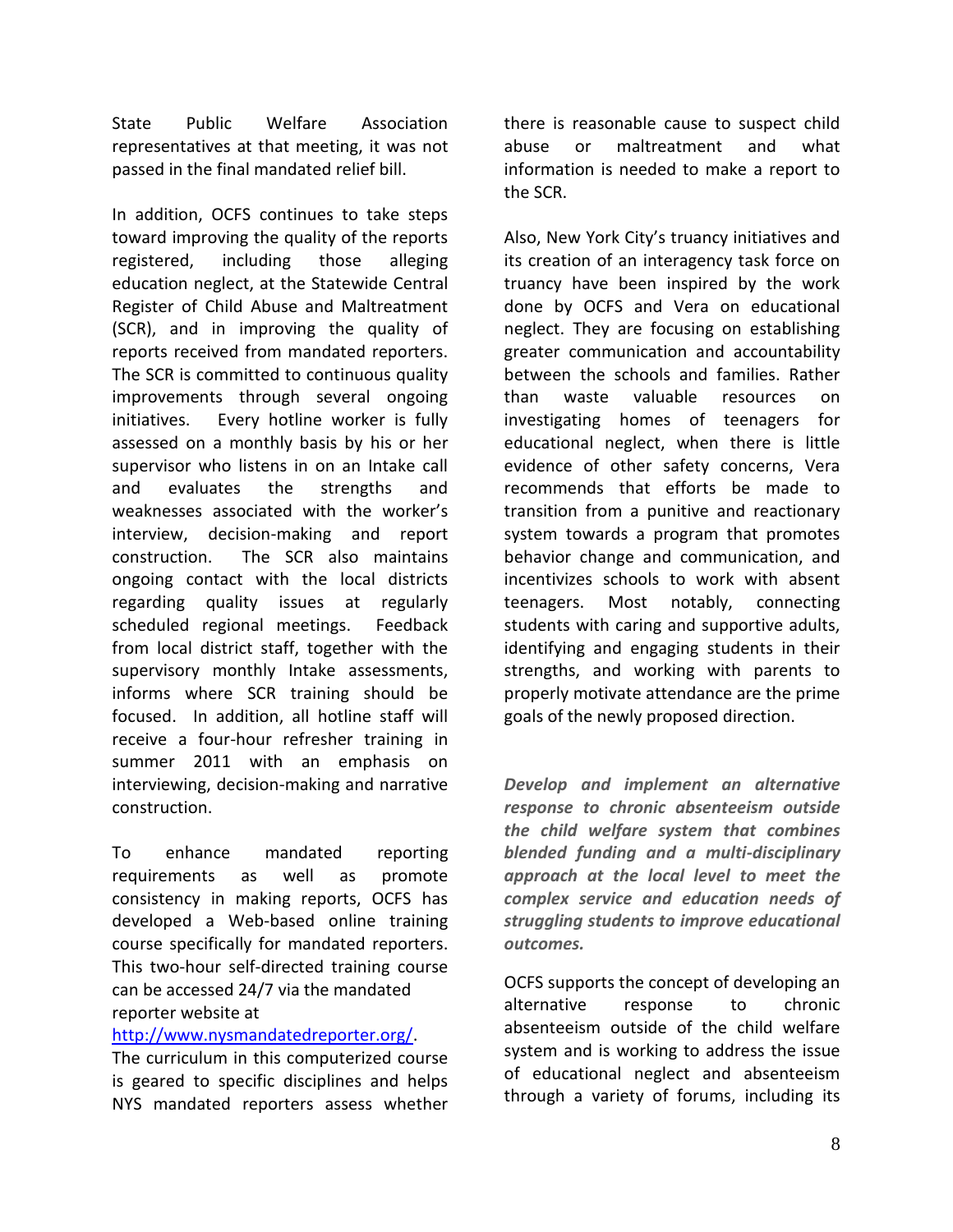State Public Welfare Association representatives at that meeting, it was not passed in the final mandated relief bill.

In addition, OCFS continues to take steps toward improving the quality of the reports registered, including those alleging education neglect, at the Statewide Central Register of Child Abuse and Maltreatment (SCR), and in improving the quality of reports received from mandated reporters. The SCR is committed to continuous quality improvements through several ongoing initiatives. Every hotline worker is fully assessed on a monthly basis by his or her supervisor who listens in on an Intake call and evaluates the strengths and weaknesses associated with the worker's interview, decision-making and report construction. The SCR also maintains ongoing contact with the local districts regarding quality issues at regularly scheduled regional meetings. Feedback from local district staff, together with the supervisory monthly Intake assessments, informs where SCR training should be focused. In addition, all hotline staff will receive a four-hour refresher training in summer 2011 with an emphasis on interviewing, decision-making and narrative construction.

To enhance mandated reporting requirements as well as promote consistency in making reports, OCFS has developed a Web-based online training course specifically for mandated reporters. This two-hour self-directed training course can be accessed 24/7 via the mandated reporter website at [http://www.nysmandatedreporter.org/](http://www.nysmandatedreporter.org/). The curriculum in this computerized course is geared to specific disciplines and helps NYS mandated reporters assess whether there is reasonable cause to suspect child abuse or maltreatment and what information is needed to make a report to the SCR.

Also, New York City's truancy initiatives and its creation of an interagency task force on truancy have been inspired by the work done by OCFS and Vera on educational neglect. They are focusing on establishing greater communication and accountability between the schools and families. Rather than waste valuable resources on investigating homes of teenagers for educational neglect, when there is little evidence of other safety concerns, Vera recommends that efforts be made to transition from a punitive and reactionary system towards a program that promotes behavior change and communication, and incentivizes schools to work with absent teenagers. Most notably, connecting students with caring and supportive adults, identifying and engaging students in their strengths, and working with parents to properly motivate attendance are the prime goals of the newly proposed direction.

***Develop and implement an alternative response to chronic absenteeism outside the child welfare system that combines blended funding and a multi-disciplinary approach at the local level to meet the complex service and education needs of struggling students to improve educational outcomes.***

OCFS supports the concept of developing an alternative response to chronic absenteeism outside of the child welfare system and is working to address the issue of educational neglect and absenteeism through a variety of forums, including its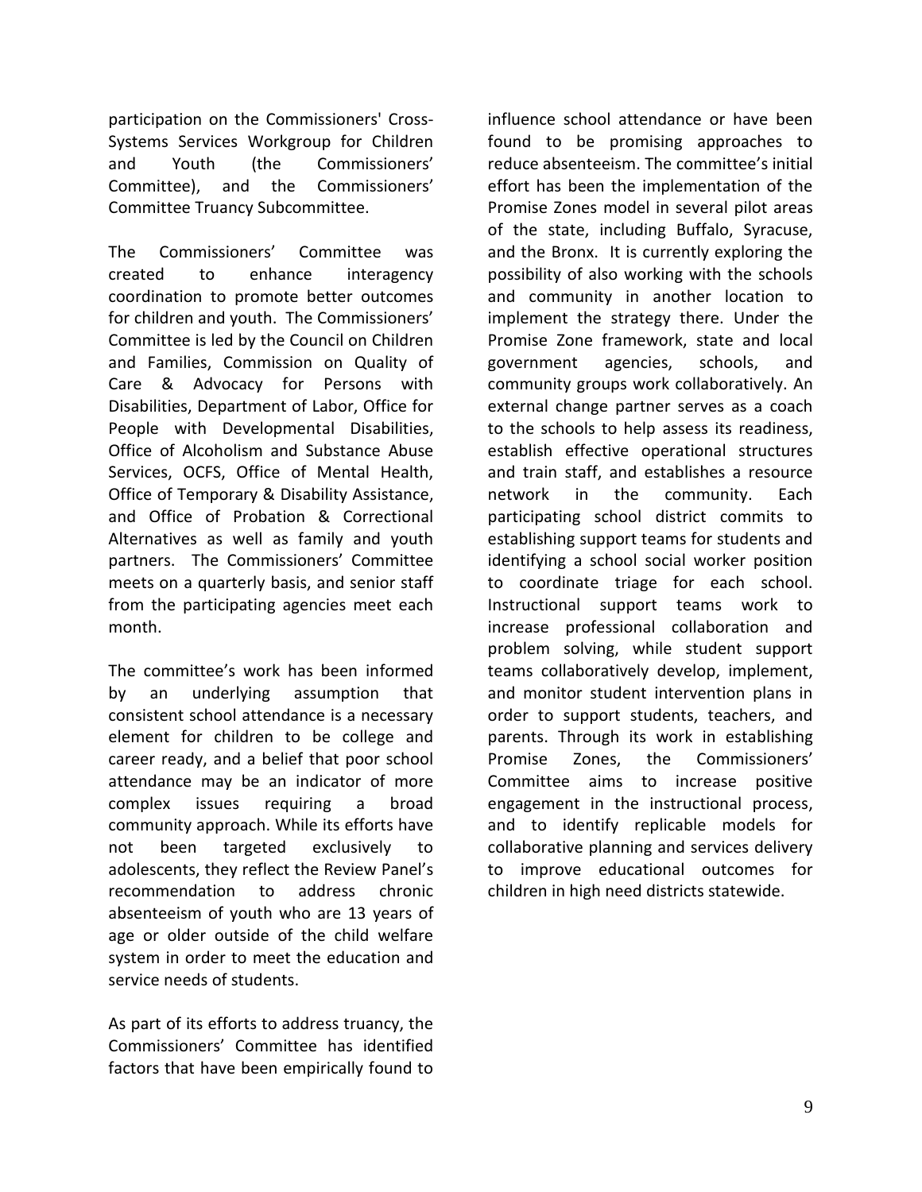participation on the Commissioners' Cross-Systems Services Workgroup for Children and Youth (the Commissioners' Committee), and the Commissioners' Committee Truancy Subcommittee.

The Commissioners' Committee was created to enhance interagency coordination to promote better outcomes for children and youth. The Commissioners' Committee is led by the Council on Children and Families, Commission on Quality of Care & Advocacy for Persons with Disabilities, Department of Labor, Office for People with Developmental Disabilities, Office of Alcoholism and Substance Abuse Services, OCFS, Office of Mental Health, Office of Temporary & Disability Assistance, and Office of Probation & Correctional Alternatives as well as family and youth partners. The Commissioners' Committee meets on a quarterly basis, and senior staff from the participating agencies meet each month.

The committee's work has been informed by an underlying assumption that consistent school attendance is a necessary element for children to be college and career ready, and a belief that poor school attendance may be an indicator of more complex issues requiring a broad community approach. While its efforts have not been targeted exclusively to adolescents, they reflect the Review Panel's recommendation to address chronic absenteeism of youth who are 13 years of age or older outside of the child welfare system in order to meet the education and service needs of students.

As part of its efforts to address truancy, the Commissioners' Committee has identified factors that have been empirically found to influence school attendance or have been found to be promising approaches to reduce absenteeism. The committee's initial effort has been the implementation of the Promise Zones model in several pilot areas of the state, including Buffalo, Syracuse, and the Bronx. It is currently exploring the possibility of also working with the schools and community in another location to implement the strategy there. Under the Promise Zone framework, state and local government agencies, schools, and community groups work collaboratively. An external change partner serves as a coach to the schools to help assess its readiness, establish effective operational structures and train staff, and establishes a resource network in the community. Each participating school district commits to establishing support teams for students and identifying a school social worker position to coordinate triage for each school. Instructional support teams work to increase professional collaboration and problem solving, while student support teams collaboratively develop, implement, and monitor student intervention plans in order to support students, teachers, and parents. Through its work in establishing Promise Zones, the Commissioners' Committee aims to increase positive engagement in the instructional process, and to identify replicable models for collaborative planning and services delivery to improve educational outcomes for children in high need districts statewide.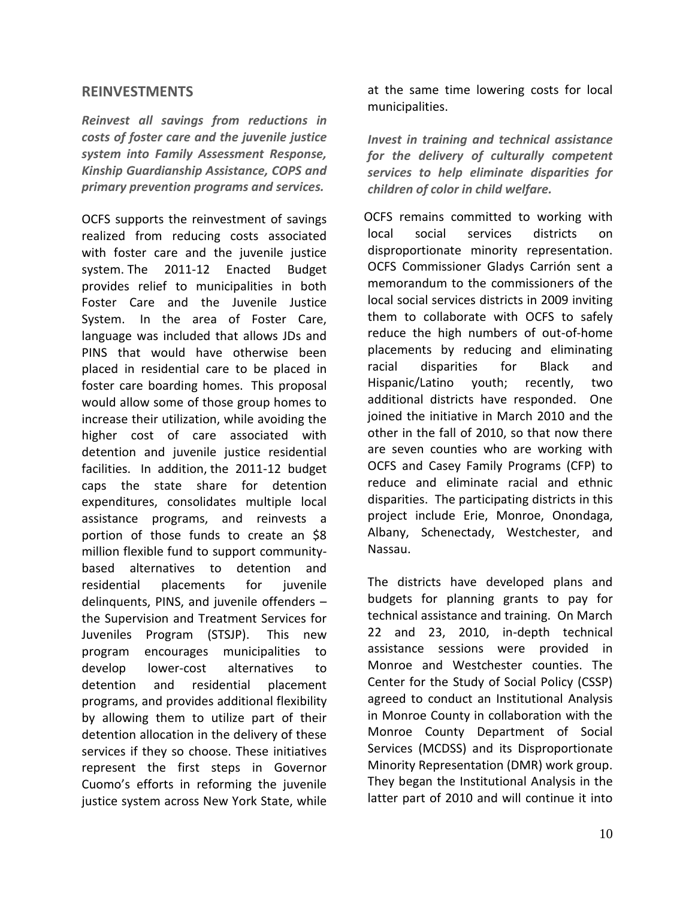## REINVESTMENTS

***Reinvest all savings from reductions in costs of foster care and the juvenile justice system into Family Assessment Response, Kinship Guardianship Assistance, COPS and primary prevention programs and services.***

OCFS supports the reinvestment of savings realized from reducing costs associated with foster care and the juvenile justice system. The 2011-12 Enacted Budget provides relief to municipalities in both Foster Care and the Juvenile Justice System. In the area of Foster Care, language was included that allows JDs and PINS that would have otherwise been placed in residential care to be placed in foster care boarding homes. This proposal would allow some of those group homes to increase their utilization, while avoiding the higher cost of care associated with detention and juvenile justice residential facilities. In addition, the 2011-12 budget caps the state share for detention expenditures, consolidates multiple local assistance programs, and reinvests a portion of those funds to create an $8 million flexible fund to support community-based alternatives to detention and residential placements for juvenile delinquents, PINS, and juvenile offenders – the Supervision and Treatment Services for Juveniles Program (STSJP). This new program encourages municipalities to develop lower-cost alternatives to detention and residential placement programs, and provides additional flexibility by allowing them to utilize part of their detention allocation in the delivery of these services if they so choose. These initiatives represent the first steps in Governor Cuomo's efforts in reforming the juvenile justice system across New York State, while at the same time lowering costs for local municipalities.

***Invest in training and technical assistance for the delivery of culturally competent services to help eliminate disparities for children of color in child welfare.***

OCFS remains committed to working with local social services districts on disproportionate minority representation. OCFS Commissioner Gladys Carrión sent a memorandum to the commissioners of the local social services districts in 2009 inviting them to collaborate with OCFS to safely reduce the high numbers of out-of-home placements by reducing and eliminating racial disparities for Black and Hispanic/Latino youth; recently, two additional districts have responded. One joined the initiative in March 2010 and the other in the fall of 2010, so that now there are seven counties who are working with OCFS and Casey Family Programs (CFP) to reduce and eliminate racial and ethnic disparities. The participating districts in this project include Erie, Monroe, Onondaga, Albany, Schenectady, Westchester, and Nassau.

The districts have developed plans and budgets for planning grants to pay for technical assistance and training. On March 22 and 23, 2010, in-depth technical assistance sessions were provided in Monroe and Westchester counties. The Center for the Study of Social Policy (CSSP) agreed to conduct an Institutional Analysis in Monroe County in collaboration with the Monroe County Department of Social Services (MCDSS) and its Disproportionate Minority Representation (DMR) work group. They began the Institutional Analysis in the latter part of 2010 and will continue it into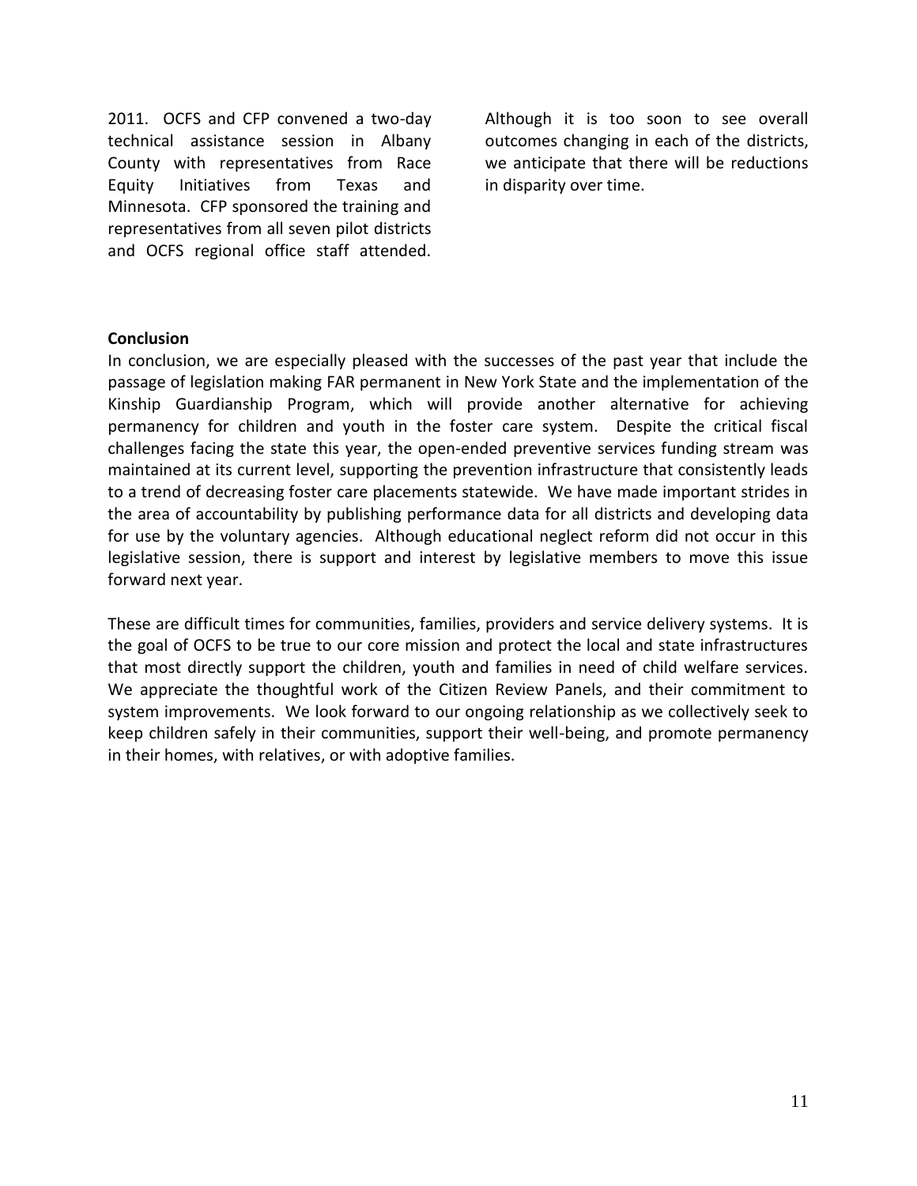2011. OCFS and CFP convened a two-day technical assistance session in Albany County with representatives from Race Equity Initiatives from Texas and Minnesota. CFP sponsored the training and representatives from all seven pilot districts and OCFS regional office staff attended. Although it is too soon to see overall outcomes changing in each of the districts, we anticipate that there will be reductions in disparity over time.

**Conclusion**

In conclusion, we are especially pleased with the successes of the past year that include the passage of legislation making FAR permanent in New York State and the implementation of the Kinship Guardianship Program, which will provide another alternative for achieving permanency for children and youth in the foster care system. Despite the critical fiscal challenges facing the state this year, the open-ended preventive services funding stream was maintained at its current level, supporting the prevention infrastructure that consistently leads to a trend of decreasing foster care placements statewide. We have made important strides in the area of accountability by publishing performance data for all districts and developing data for use by the voluntary agencies. Although educational neglect reform did not occur in this legislative session, there is support and interest by legislative members to move this issue forward next year.

These are difficult times for communities, families, providers and service delivery systems. It is the goal of OCFS to be true to our core mission and protect the local and state infrastructures that most directly support the children, youth and families in need of child welfare services. We appreciate the thoughtful work of the Citizen Review Panels, and their commitment to system improvements. We look forward to our ongoing relationship as we collectively seek to keep children safely in their communities, support their well-being, and promote permanency in their homes, with relatives, or with adoptive families.